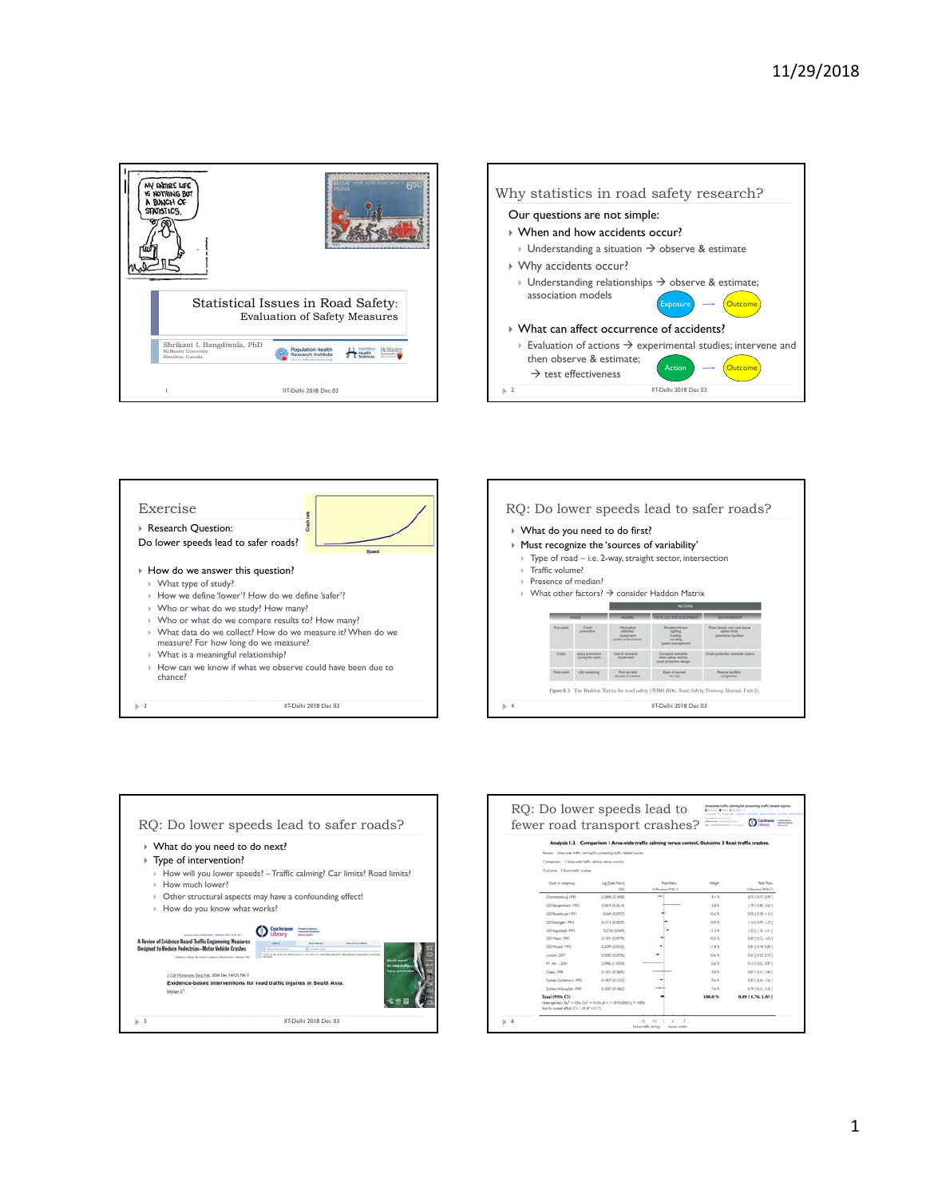## Statistical Issues in Road Safety:

Evaluation of Safety Measures

Shrikant I. Bangdiwala, PhD
McMaster University
Hamilton, Canada

---

## Why statistics in road safety research?

Our questions are not simple:

- When and how accidents occur?
  - Understanding a situation → observe & estimate
- Why accidents occur?
  - Understanding relationships → observe & estimate; association models
- What can affect occurrence of accidents?
  - Evaluation of actions → experimental studies; intervene and then observe & estimate;
    → test effectiveness

Exposure → Outcome

Action → Outcome

---

## Exercise

- Research Question:

Do lower speeds lead to safer roads?

- How do we answer this question?
  - What type of study?
  - How we define 'lower'? How do we define 'safer'?
  - Who or what do we study? How many?
  - Who or what do we compare results to? How many?
  - What data do we collect? How do we measure it? When do we measure? For how long do we measure?
  - What is a meaningful relationship?
  - How can we know if what we observe could have been due to chance?

---

## RQ: Do lower speeds lead to safer roads?

- What do you need to do first?
- Must recognize the 'sources of variability'
  - Type of road – i.e. 2-way, straight sector, intersection
  - Traffic volume?
  - Presence of median?
  - What other factors? → consider Haddon Matrix

Figure 8.1 The Haddon Matrix for road safety (WHO 2006, *Road Safety Training Manual*, Unit 2).

---

## RQ: Do lower speeds lead to safer roads?

- What do you need to do next?
- Type of intervention?
  - How will you lower speeds? – Traffic calming? Car limits? Road limits?
  - How much lower?
  - Other structural aspects may have a confounding effect!
  - How do you know what works?

A Review of Evidence-Based Traffic Engineering Measures Designed to Reduce Pedestrian–Motor Vehicle Crashes

J Coll Physicians Surg Pak. 2004 Dec;14(12):760-7.
Evidence-based interventions for road traffic injuries in South Asia.
Mohan D.

---

## RQ: Do lower speeds lead to fewer road transport crashes?

Analysis 1.3. Comparison 1 Area-wide traffic calming versus control, Outcome 3 Road traffic crashes.

Total (95% CI) 100.0 % 0.89 [ 0.76, 1.05 ]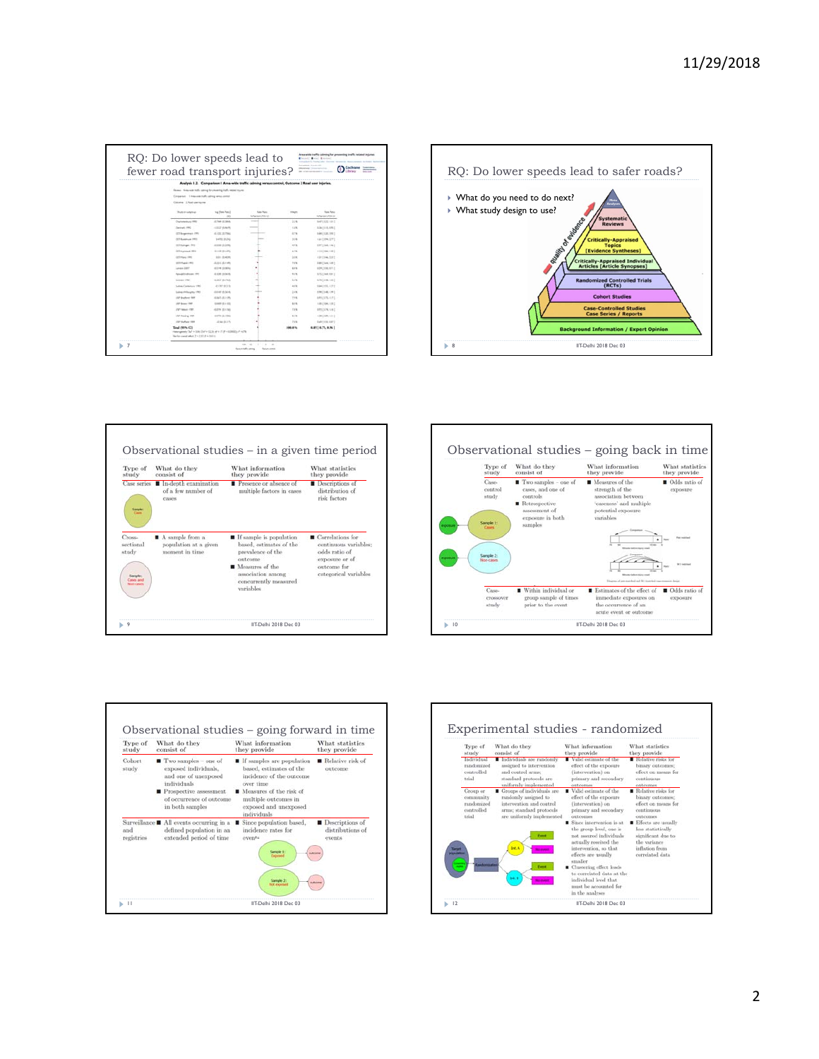## RQ: Do lower speeds lead to fewer road transport injuries?

Analysis 1.2. Comparison 1 Area-wide traffic calming versus control, Outcome 2 Road user injuries.

## RQ: Do lower speeds lead to safer roads?

- What do you need to do next?
- What study design to use?

Meta Analyses
Systematic Reviews
Critically-Appraised Topics [Evidence Syntheses]
Critically-Appraised Individual Articles [Article Synopses]
Randomized Controlled Trials (RCTs)
Cohort Studies
Case-Controlled Studies
Case Series / Reports
Background Information / Expert Opinion

quality of evidence

## Observational studies – in a given time period

| Type of study | What do they consist of | What information they provide | What statistics they provide |
|---|---|---|---|
| Case series | In-depth examination of a few number of cases | Presence or absence of multiple factors in cases | Descriptions of distribution of risk factors |
| Cross-sectional study | A sample from a population at a given moment in time | If sample is population based, estimates of the prevalence of the outcome; Measures of the association among concurrently measured variables | Correlations for continuous variables; odds ratio of exposure or of outcome for categorical variables |

Sample: Cases

Sample: Cases and Non-cases

## Observational studies – going back in time

| Type of study | What do they consist of | What information they provide | What statistics they provide |
|---|---|---|---|
| Case-control study | Two samples – one of cases, and one of controls; Retrospective assessment of exposure in both samples | Measures of the strength of the association between 'cases' and multiple potential exposure variables | Odds ratio of exposure |
| Case-crossover study | Within individual or group sample of times prior to the event | Estimates of the effect of immediate exposures on the occurrence of an acute event or outcome | Odds ratio of exposure |

exposure — Sample 1: Cases

exposure — Sample 2: Non-cases

## Observational studies – going forward in time

| Type of study | What do they consist of | What information they provide | What statistics they provide |
|---|---|---|---|
| Cohort study | Two samples – one of exposed individuals, and one of unexposed individuals; Prospective assessment of occurrence of outcome in both samples | If samples are population based, estimates of the incidence of the outcome over time; Measures of the risk of multiple outcomes in exposed and unexposed individuals | Relative risk of outcome |
| Surveillance and registries | All events occurring in a defined population in an extended period of time | Since population based, incidence rates for events | Descriptions of distributions of events |

Sample 1: Exposed — outcome

Sample 2: Not exposed — outcome

## Experimental studies - randomized

| Type of study | What do they consist of | What information they provide | What statistics they provide |
|---|---|---|---|
| Individual randomized controlled trial | Individuals are randomly assigned to intervention and control arms; standard protocols are uniformly implemented | Valid estimate of the effect of the exposure (intervention) on primary and secondary outcomes | Relative risks for binary outcomes; effect on means for continuous outcomes |
| Group or community randomized controlled trial | Groups of individuals are randomly assigned to intervention and control arms; standard protocols are uniformly implemented | Valid estimate of the effect of the exposure (intervention) on primary and secondary outcomes; Since intervention is at the group level, one is not assured individuals actually received the intervention, so that effects are usually smaller; Clustering effect leads to correlated data at the individual level that must be accounted for in the analyses | Relative risks for binary outcomes; effect on means for continuous outcomes; Effects are usually less statistically significant due to the variance inflation from correlated data |

Target population — Randomization — Int. A — Event / No event; Int. B — Event / No event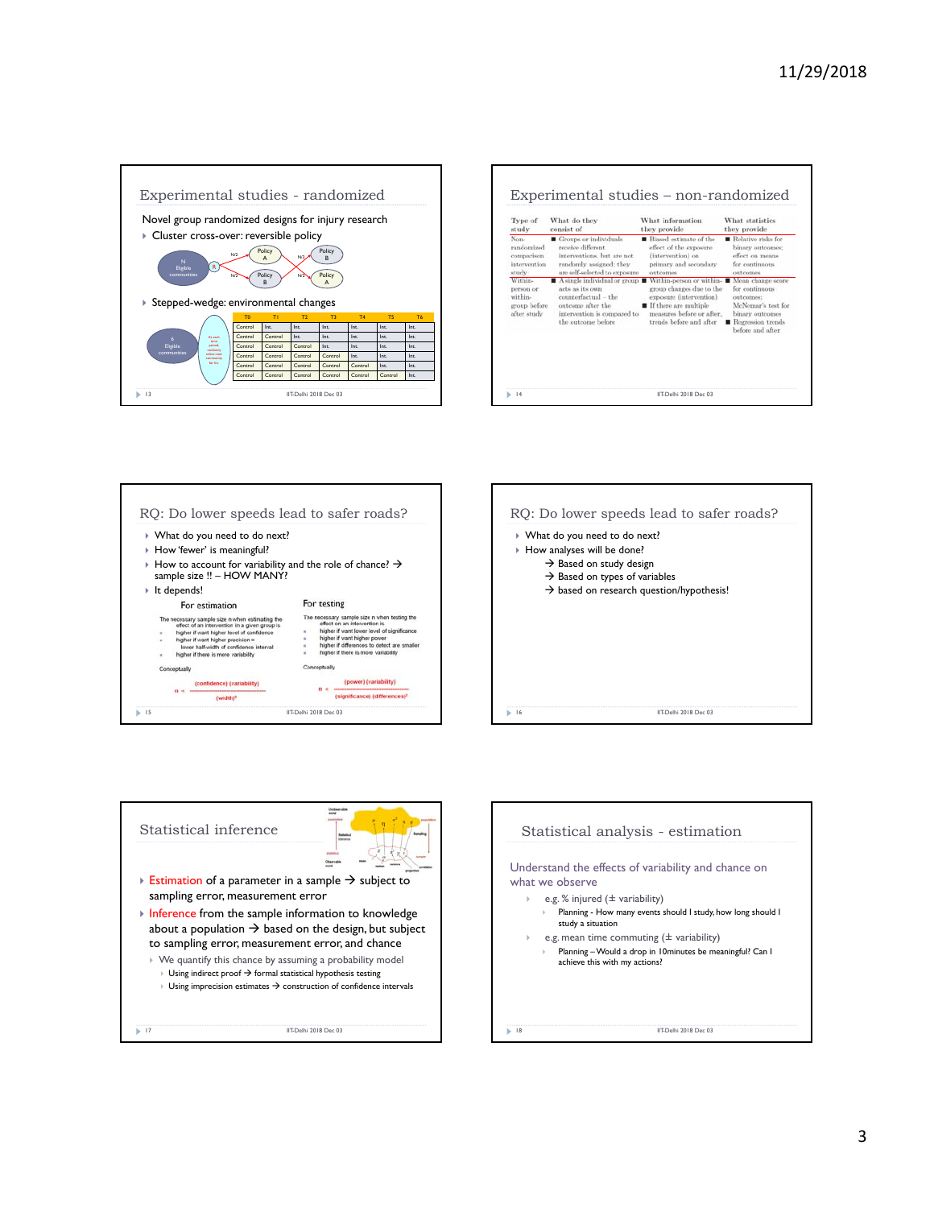## Experimental studies - randomized

Novel group randomized designs for injury research

- Cluster cross-over: reversible policy

N Eligible communities → R → N/2 → Policy A → N/2 → Policy B; N/2 → Policy B → N/2 → Policy A

- Stepped-wedge: environmental changes

6 Eligible communities — At each time period, randomly select new community for Int.

| T0 | T1 | T2 | T3 | T4 | T5 | T6 |
|---|---|---|---|---|---|---|
| Control | Int. | Int. | Int. | Int. | Int. | Int. |
| Control | Control | Int. | Int. | Int. | Int. | Int. |
| Control | Control | Control | Int. | Int. | Int. | Int. |
| Control | Control | Control | Control | Int. | Int. | Int. |
| Control | Control | Control | Control | Control | Int. | Int. |
| Control | Control | Control | Control | Control | Control | Int. |

## Experimental studies – non-randomized

| Type of study | What do they consist of | What information they provide | What statistics they provide |
|---|---|---|---|
| Non-randomized comparison intervention study | Groups or individuals receive different interventions, but are not randomly assigned: they are self-selected to exposure | Biased estimate of the effect of the exposure (intervention) on primary and secondary outcomes | Relative risks for binary outcomes; effect on means for continuous outcomes |
| Within-person or within-group before after study | A single individual or group acts as its own counterfactual – the outcome after the intervention is compared to the outcome before | Within-person or within-group changes due to the exposure (intervention); If there are multiple measures before or after, trends before and after | Mean change score for continuous outcomes; McNemar's test for binary outcomes; Regression trends before and after |

## RQ: Do lower speeds lead to safer roads?

- What do you need to do next?
- How 'fewer' is meaningful?
- How to account for variability and the role of chance? → sample size !! – HOW MANY?
- It depends!

**For estimation**

The necessary sample size n when estimating the effect of an intervention in a given group is

- higher if want higher level of confidence
- higher if want higher precision = lower half-width of confidence interval
- higher if there is more variability

Conceptually

$$n \propto \frac{(\text{confidence})\,(\text{variability})}{(\text{width})^2}$$

**For testing**

The necessary sample size n when testing the effect of an intervention is

- higher if want lower level of significance
- higher if want higher power
- higher if differences to detect are smaller
- higher if there is more variability

Conceptually

$$n \propto \frac{(\text{power})\,(\text{variability})}{(\text{significance})\,(\text{differences})^2}$$

## RQ: Do lower speeds lead to safer roads?

- What do you need to do next?
- How analyses will be done?
  - → Based on study design
  - → Based on types of variables
  - → based on research question/hypothesis!

## Statistical inference

- Estimation of a parameter in a sample → subject to sampling error, measurement error
- Inference from the sample information to knowledge about a population → based on the design, but subject to sampling error, measurement error, and chance
  - We quantify this chance by assuming a probability model
    - Using indirect proof → formal statistical hypothesis testing
    - Using imprecision estimates → construction of confidence intervals

## Statistical analysis - estimation

Understand the effects of variability and chance on what we observe

- e.g. % injured (± variability)
  - Planning - How many events should I study, how long should I study a situation
- e.g. mean time commuting (± variability)
  - Planning – Would a drop in 10minutes be meaningful? Can I achieve this with my actions?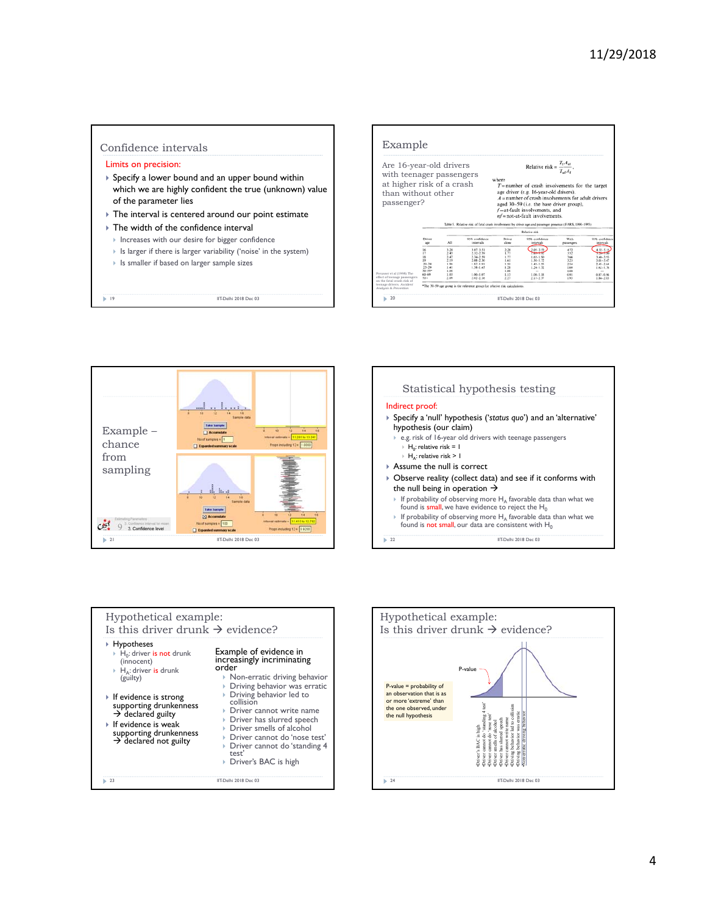## Confidence intervals

Limits on precision:

- Specify a lower bound and an upper bound within which we are highly confident the true (unknown) value of the parameter lies
- The interval is centered around our point estimate
- The width of the confidence interval
  - Increases with our desire for bigger confidence
  - Is larger if there is larger variability ('noise' in the system)
  - Is smaller if based on larger sample sizes

## Example

Are 16-year-old drivers with teenage passengers at higher risk of a crash than without other passenger?

$$\text{Relative risk} = \frac{T_f A_{nf}}{T_{nf} A_f},$$

where
$T$ = number of crash involvements for the target age driver (e.g. 16-year-old drivers),
$A$ = number of crash involvements for adult drivers aged 30–59 (i.e. the base driver group),
$f$ = at-fault involvements, and
$nf$ = not-at-fault involvements.

Preusser et al (1998) The effect of teenage passengers on the fatal crash risk of teenage drivers. Accident Analysis & Prevention

Table 1. Relative risk of fatal crash involvement by driver age and passenger presence (FARS, 1990–1995)

| Driver age | All | 95% confidence intervals | Driver alone | 95% confidence intervals | With passengers | 95% confidence intervals |
|---|---|---|---|---|---|---|
| 16 | 3.28 | 3.07–3.51 | 2.28 | 2.05–2.53 | 4.72 | 4.32–5.18 |
| 17 | 2.45 | 2.32–2.59 | 1.77 | 1.61–1.96 | 3.52 | 3.23–3.82 |
| 18 | 2.47 | 2.34–2.59 | 1.77 | 1.65–1.90 | 3.66 | 3.40–3.93 |
| 19 | 2.19 | 2.08–2.30 | 1.61 | 1.50–1.72 | 3.21 | 3.00–3.47 |
| 20–24 | 1.86 | 1.82–1.91 | 1.50 | 1.45–1.55 | 2.54 | 2.41–2.64 |
| 25–29 | 1.41 | 1.38–1.45 | 1.28 | 1.24–1.32 | 1.69 | 1.61–1.76 |
| 30–59* | 1.00 | — | 1.00 | — | 1.00 | — |
| 60–69 | 1.03 | 1.00–1.07 | 1.12 | 1.08–1.18 | 0.91 | 0.87–0.96 |
| 70+ | 2.09 | 2.02–2.16 | 2.27 | 2.17–2.37 | 1.93 | 1.84–2.03 |

*The 30–59 age group is the reference group for relative risk calculations.

## Example – chance from sampling

## Statistical hypothesis testing

Indirect proof:

- Specify a 'null' hypothesis ('*status quo*') and an 'alternative' hypothesis (our claim)
  - e.g. risk of 16-year old drivers with teenage passengers
    - $H_0$: relative risk = 1
    - $H_A$: relative risk > 1
- Assume the null is correct
- Observe reality (collect data) and see if it conforms with the null being in operation →
  - If probability of observing more $H_A$ favorable data than what we found is small, we have evidence to reject the $H_0$
  - If probability of observing more $H_A$ favorable data than what we found is not small, our data are consistent with $H_0$

## Hypothetical example: Is this driver drunk → evidence?

- Hypotheses
  - $H_0$: driver is not drunk (innocent)
  - $H_A$: driver is drunk (guilty)
- If evidence is strong supporting drunkenness → declared guilty
- If evidence is weak supporting drunkenness → declared not guilty

Example of evidence in increasingly incriminating order

- Non-erratic driving behavior
- Driving behavior was erratic
- Driving behavior led to collision
- Driver cannot write name
- Driver has slurred speech
- Driver smells of alcohol
- Driver cannot do 'nose test'
- Driver cannot do 'standing 4 test'
- Driver's BAC is high

## Hypothetical example: Is this driver drunk → evidence?

P-value

P-value = probability of an observation that is as or more 'extreme' than the one observed, under the null hypothesis

- Driver's BAC is high
- Driver cannot do 'standing 4 test'
- Driver cannot do 'nose test'
- Driver smells of alcohol
- Driver has slurred speech
- Driver cannot write name
- Driving behavior led to collision
- Driving behavior was erratic
- Non-erratic driving behavior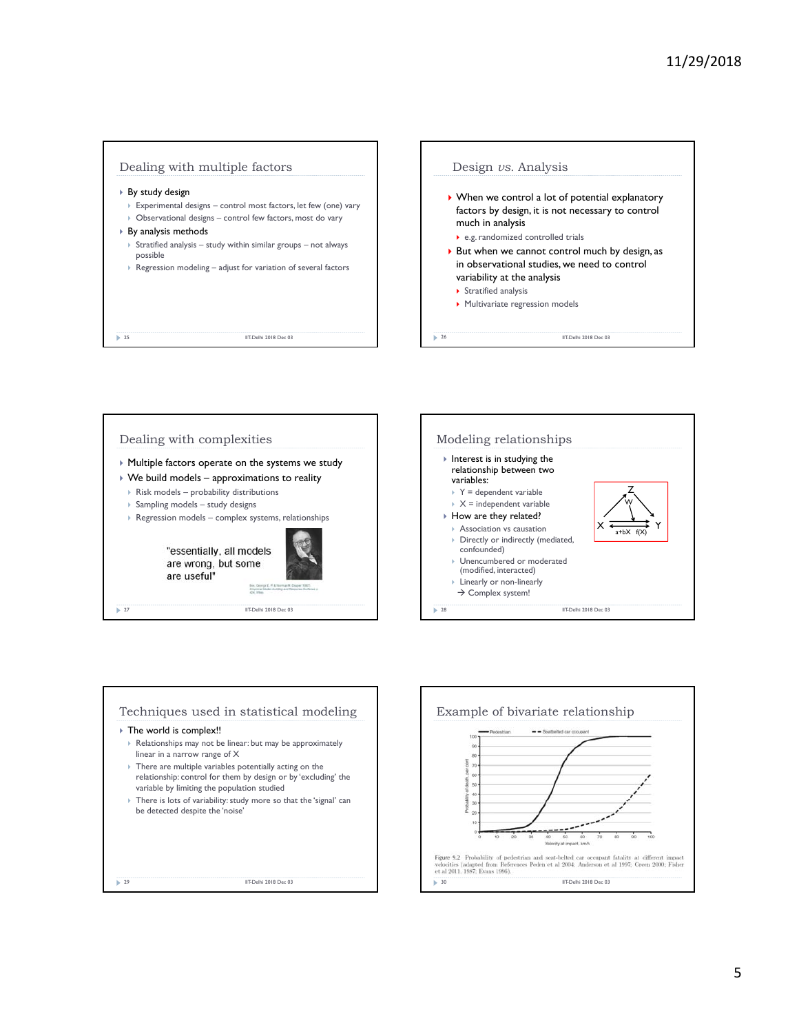## Dealing with multiple factors

- By study design
  - Experimental designs – control most factors, let few (one) vary
  - Observational designs – control few factors, most do vary
- By analysis methods
  - Stratified analysis – study within similar groups – not always possible
  - Regression modeling – adjust for variation of several factors

## Design *vs.* Analysis

- When we control a lot of potential explanatory factors by design, it is not necessary to control much in analysis
  - e.g. randomized controlled trials
- But when we cannot control much by design, as in observational studies, we need to control variability at the analysis
  - Stratified analysis
  - Multivariate regression models

## Dealing with complexities

- Multiple factors operate on the systems we study
- We build models – approximations to reality
  - Risk models – probability distributions
  - Sampling models – study designs
  - Regression models – complex systems, relationships

"essentially, all models are wrong, but some are useful"

Box, George E. P. & Norman R. Draper (1987). Empirical Model-Building and Response Surfaces, p. 424, Wiley.

## Modeling relationships

- Interest is in studying the relationship between two variables:
  - Y = dependent variable
  - X = independent variable
- How are they related?
  - Association vs causation
  - Directly or indirectly (mediated, confounded)
  - Unencumbered or moderated (modified, interacted)
  - Linearly or non-linearly
  - → Complex system!

(Diagram: X → Y, labelled a+bX, f(X); X → Z → Y; W)

## Techniques used in statistical modeling

- The world is complex!!
  - Relationships may not be linear: but may be approximately linear in a narrow range of X
  - There are multiple variables potentially acting on the relationship: control for them by design or by 'excluding' the variable by limiting the population studied
  - There is lots of variability: study more so that the 'signal' can be detected despite the 'noise'

## Example of bivariate relationship

(Chart legend: Pedestrian; Seatbelted car occupant. Y-axis: Probability of death, per cent (0–100). X-axis: Velocity at impact, km/h (0–100).)

Figure 9.2 Probability of pedestrian and seat-belted car occupant fatality at different impact velocities (adapted from References Peden et al 2004; Anderson et al 1997; Green 2000; Fisher et al 2011, 1987; Evans 1996).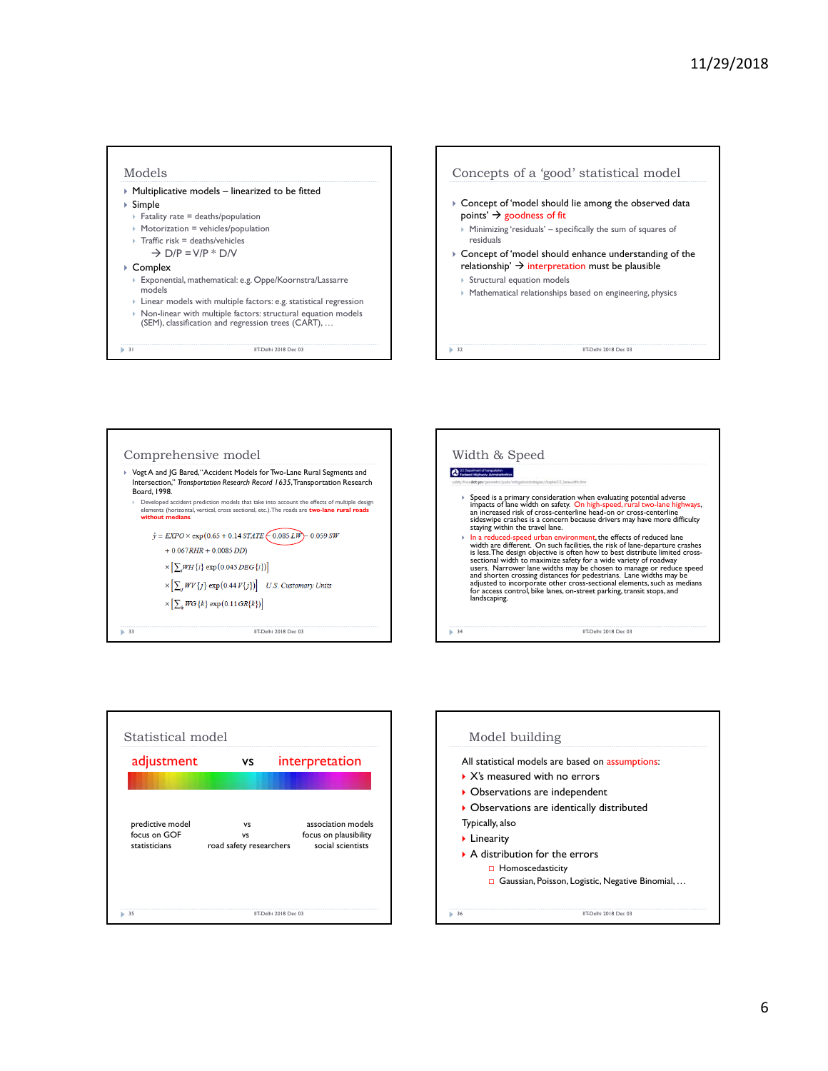## Models

- Multiplicative models – linearized to be fitted
- Simple
  - Fatality rate = deaths/population
  - Motorization = vehicles/population
  - Traffic risk = deaths/vehicles
    - → D/P = V/P * D/V
- Complex
  - Exponential, mathematical: e.g. Oppe/Koornstra/Lassarre models
  - Linear models with multiple factors: e.g. statistical regression
  - Non-linear with multiple factors: structural equation models (SEM), classification and regression trees (CART), …

## Concepts of a 'good' statistical model

- Concept of 'model should lie among the observed data points' → goodness of fit
  - Minimizing 'residuals' – specifically the sum of squares of residuals
- Concept of 'model should enhance understanding of the relationship' → interpretation must be plausible
  - Structural equation models
  - Mathematical relationships based on engineering, physics

## Comprehensive model

- Vogt A and JG Bared, "Accident Models for Two-Lane Rural Segments and Intersection," *Transportation Research Record 1635*, Transportation Research Board, 1998.
  - Developed accident prediction models that take into account the effects of multiple design elements (horizontal, vertical, cross sectional, etc.). The roads are **two-lane rural roads without medians**.

$$\hat{y} = EXPO \times \exp(0.65 + 0.14\,STATE - 0.085\,LW - 0.059\,SW + 0.067\,RHR + 0.0085\,DD)$$
$$\times \left[\sum_i WH\{i\} \exp(0.045\,DEG\{i\})\right]$$
$$\times \left[\sum_j WV\{j\} \exp(0.44\,V\{j\})\right] \quad \textit{U.S. Customary Units}$$
$$\times \left[\sum_k WG\{k\} \exp(0.11\,GR\{k\})\right]$$

## Width & Speed

safety.fhwa.dot.gov/geometric/pubs/mitigationstrategies/chapter3/3_lanewidth.htm

- Speed is a primary consideration when evaluating potential adverse impacts of lane width on safety. On high-speed, rural two-lane highways, an increased risk of cross-centerline head-on or cross-centerline sideswipe crashes is a concern because drivers may have more difficulty staying within the travel lane.
- In a reduced-speed urban environment, the effects of reduced lane width are different. On such facilities, the risk of lane-departure crashes is less. The design objective is often how to best distribute limited cross-sectional width to maximize safety for a wide variety of roadway users. Narrower lane widths may be chosen to manage or reduce speed and shorten crossing distances for pedestrians. Lane widths may be adjusted to incorporate other cross-sectional elements, such as medians for access control, bike lanes, on-street parking, transit stops, and landscaping.

## Statistical model

adjustment vs interpretation

| predictive model | vs | association models |
|---|---|---|
| focus on GOF | vs | focus on plausibility |
| statisticians | road safety researchers | social scientists |

## Model building

All statistical models are based on assumptions:

- X's measured with no errors
- Observations are independent
- Observations are identically distributed

Typically, also

- Linearity
- A distribution for the errors
  - Homoscedasticity
  - Gaussian, Poisson, Logistic, Negative Binomial, …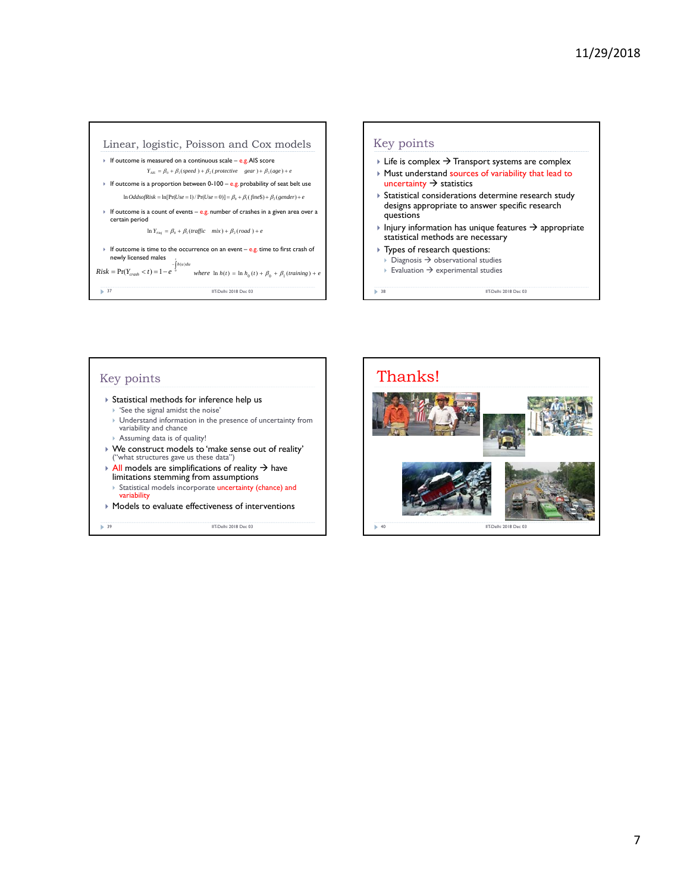## Linear, logistic, Poisson and Cox models

- If outcome is measured on a continuous scale – e.g. AIS score

$$Y_{AIS} = \beta_0 + \beta_1(speed) + \beta_2(protective \quad gear) + \beta_3(age) + e$$

- If outcome is a proportion between 0-100 – e.g. probability of seat belt use

$$\ln OddsofRisk = \ln[\Pr(Use=1)/\Pr(Use=0)] = \beta_0 + \beta_1(fine\$) + \beta_2(gender) + e$$

- If outcome is a count of events – e.g. number of crashes in a given area over a certain period

$$\ln Y_{inj} = \beta_0 + \beta_1(traffic \quad mix) + \beta_2(road) + e$$

- If outcome is time to the occurrence on an event – e.g. time to first crash of newly licensed males

$$Risk = \Pr(Y_{crash} < t) = 1 - e^{-\int_0^t h(u)du} \quad where \ \ln h(t) = \ln h_0(t) + \beta_0 + \beta_1(training) + e$$

## Key points

- Life is complex → Transport systems are complex
- Must understand sources of variability that lead to uncertainty → statistics
- Statistical considerations determine research study designs appropriate to answer specific research questions
- Injury information has unique features → appropriate statistical methods are necessary
- Types of research questions:
  - Diagnosis → observational studies
  - Evaluation → experimental studies

## Key points

- Statistical methods for inference help us
  - 'See the signal amidst the noise'
  - Understand information in the presence of uncertainty from variability and chance
  - Assuming data is of quality!
- We construct models to 'make sense out of reality' ("what structures gave us these data")
- All models are simplifications of reality → have limitations stemming from assumptions
  - Statistical models incorporate uncertainty (chance) and variability
- Models to evaluate effectiveness of interventions

## Thanks!